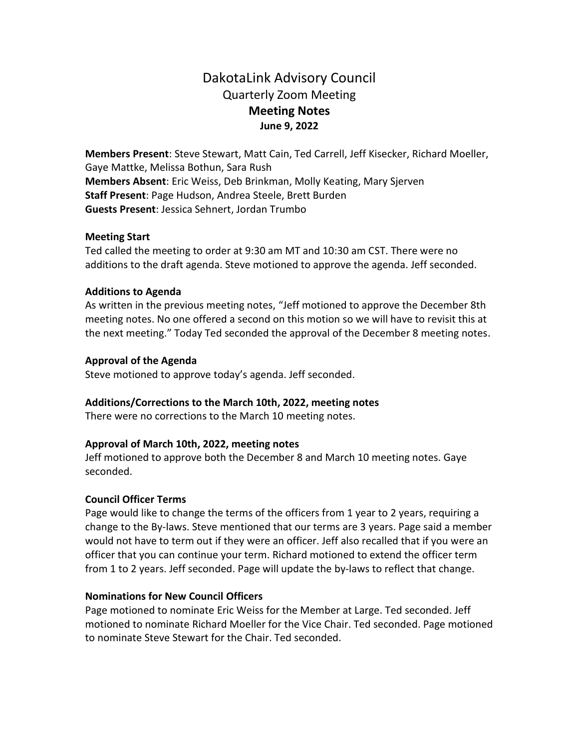# DakotaLink Advisory Council

## Quarterly Zoom Meeting

## **Meeting Notes**

**June 9, 2022**

**Members Present**: Steve Stewart, Matt Cain, Ted Carrell, Jeff Kisecker, Richard Moeller, Gaye Mattke, Melissa Bothun, Sara Rush
**Members Absent**: Eric Weiss, Deb Brinkman, Molly Keating, Mary Sjerven
**Staff Present**: Page Hudson, Andrea Steele, Brett Burden
**Guests Present**: Jessica Sehnert, Jordan Trumbo

### Meeting Start

Ted called the meeting to order at 9:30 am MT and 10:30 am CST. There were no additions to the draft agenda. Steve motioned to approve the agenda. Jeff seconded.

### Additions to Agenda

As written in the previous meeting notes, "Jeff motioned to approve the December 8th meeting notes. No one offered a second on this motion so we will have to revisit this at the next meeting." Today Ted seconded the approval of the December 8 meeting notes.

### Approval of the Agenda

Steve motioned to approve today's agenda. Jeff seconded.

### Additions/Corrections to the March 10th, 2022, meeting notes

There were no corrections to the March 10 meeting notes.

### Approval of March 10th, 2022, meeting notes

Jeff motioned to approve both the December 8 and March 10 meeting notes. Gaye seconded.

### Council Officer Terms

Page would like to change the terms of the officers from 1 year to 2 years, requiring a change to the By-laws. Steve mentioned that our terms are 3 years. Page said a member would not have to term out if they were an officer. Jeff also recalled that if you were an officer that you can continue your term. Richard motioned to extend the officer term from 1 to 2 years. Jeff seconded. Page will update the by-laws to reflect that change.

### Nominations for New Council Officers

Page motioned to nominate Eric Weiss for the Member at Large. Ted seconded. Jeff motioned to nominate Richard Moeller for the Vice Chair. Ted seconded. Page motioned to nominate Steve Stewart for the Chair. Ted seconded.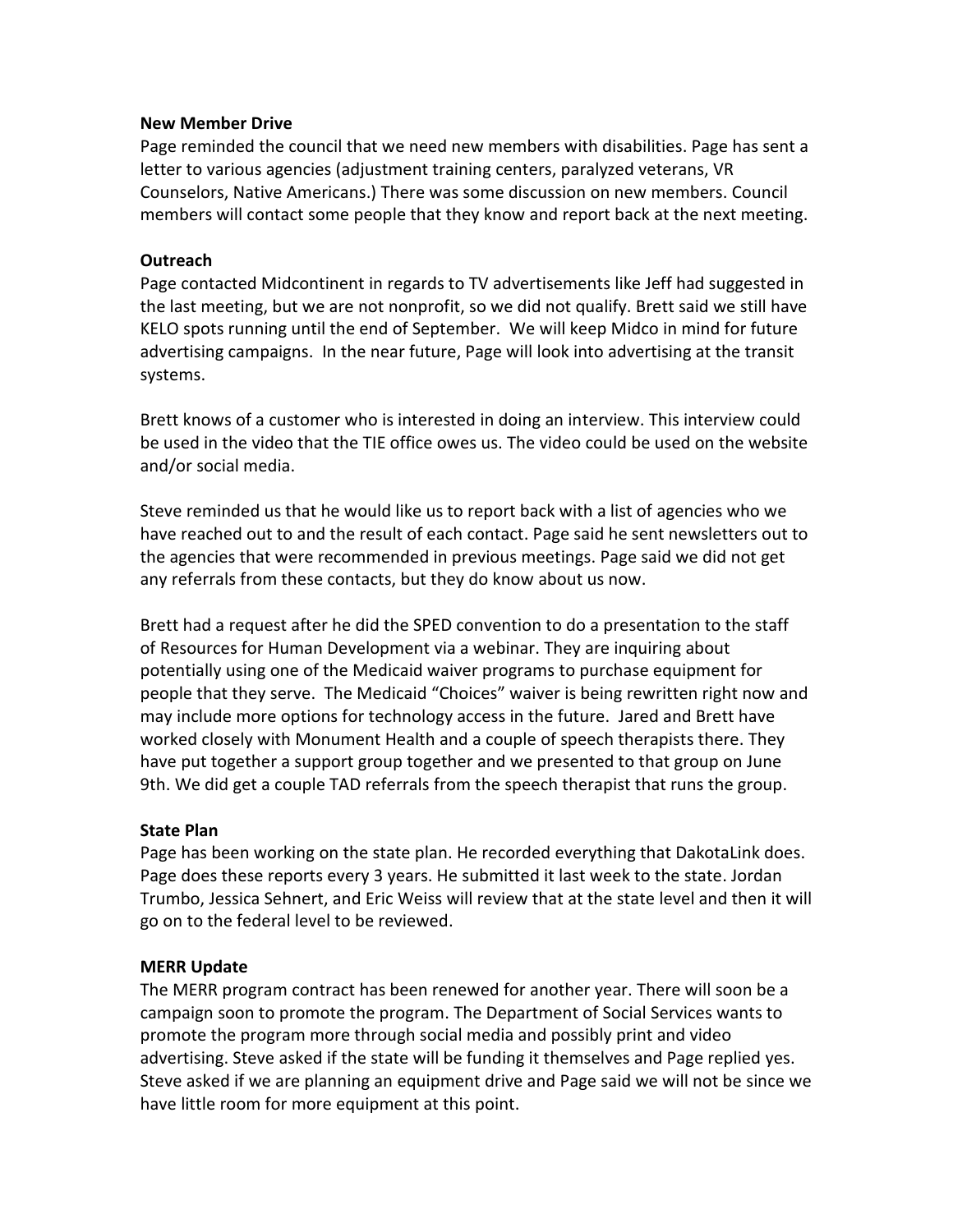**New Member Drive**

Page reminded the council that we need new members with disabilities. Page has sent a letter to various agencies (adjustment training centers, paralyzed veterans, VR Counselors, Native Americans.) There was some discussion on new members. Council members will contact some people that they know and report back at the next meeting.

**Outreach**

Page contacted Midcontinent in regards to TV advertisements like Jeff had suggested in the last meeting, but we are not nonprofit, so we did not qualify. Brett said we still have KELO spots running until the end of September. We will keep Midco in mind for future advertising campaigns. In the near future, Page will look into advertising at the transit systems.

Brett knows of a customer who is interested in doing an interview. This interview could be used in the video that the TIE office owes us. The video could be used on the website and/or social media.

Steve reminded us that he would like us to report back with a list of agencies who we have reached out to and the result of each contact. Page said he sent newsletters out to the agencies that were recommended in previous meetings. Page said we did not get any referrals from these contacts, but they do know about us now.

Brett had a request after he did the SPED convention to do a presentation to the staff of Resources for Human Development via a webinar. They are inquiring about potentially using one of the Medicaid waiver programs to purchase equipment for people that they serve. The Medicaid "Choices" waiver is being rewritten right now and may include more options for technology access in the future. Jared and Brett have worked closely with Monument Health and a couple of speech therapists there. They have put together a support group together and we presented to that group on June 9th. We did get a couple TAD referrals from the speech therapist that runs the group.

**State Plan**

Page has been working on the state plan. He recorded everything that DakotaLink does. Page does these reports every 3 years. He submitted it last week to the state. Jordan Trumbo, Jessica Sehnert, and Eric Weiss will review that at the state level and then it will go on to the federal level to be reviewed.

**MERR Update**

The MERR program contract has been renewed for another year. There will soon be a campaign soon to promote the program. The Department of Social Services wants to promote the program more through social media and possibly print and video advertising. Steve asked if the state will be funding it themselves and Page replied yes. Steve asked if we are planning an equipment drive and Page said we will not be since we have little room for more equipment at this point.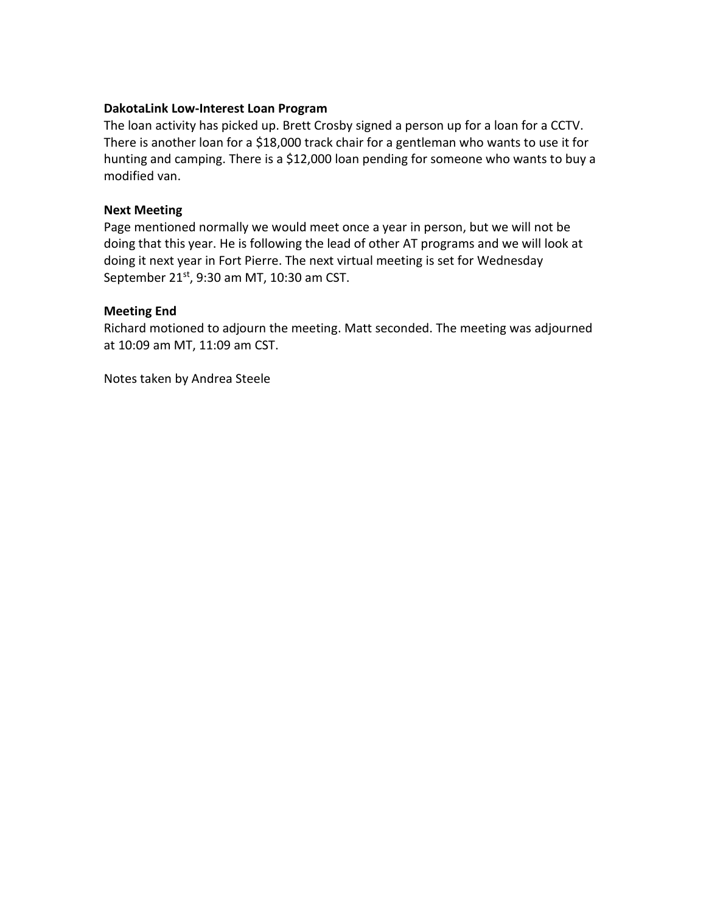**DakotaLink Low-Interest Loan Program**

The loan activity has picked up. Brett Crosby signed a person up for a loan for a CCTV. There is another loan for a $18,000 track chair for a gentleman who wants to use it for hunting and camping. There is a $12,000 loan pending for someone who wants to buy a modified van.

**Next Meeting**

Page mentioned normally we would meet once a year in person, but we will not be doing that this year. He is following the lead of other AT programs and we will look at doing it next year in Fort Pierre. The next virtual meeting is set for Wednesday September 21st, 9:30 am MT, 10:30 am CST.

**Meeting End**

Richard motioned to adjourn the meeting. Matt seconded. The meeting was adjourned at 10:09 am MT, 11:09 am CST.

Notes taken by Andrea Steele